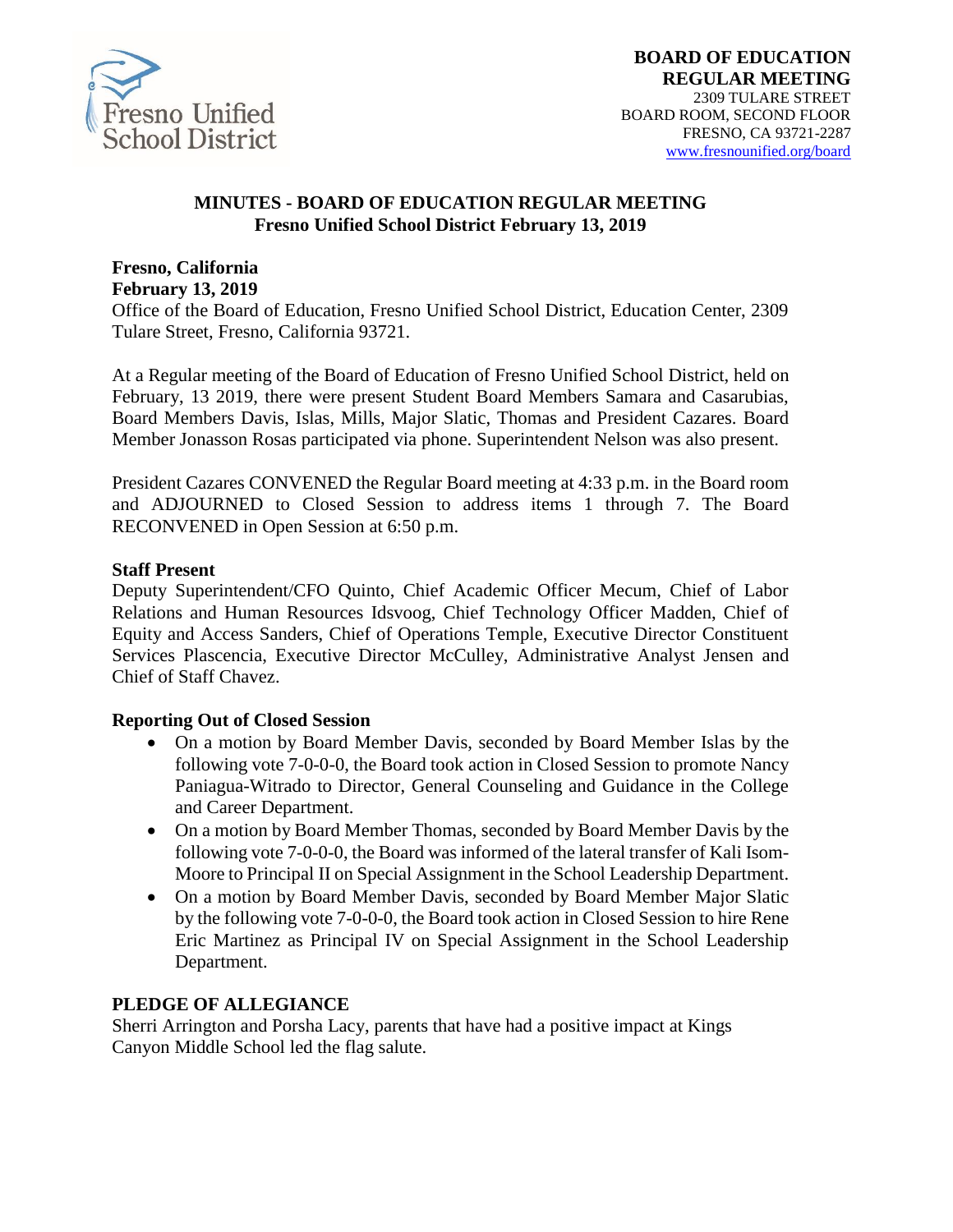**BOARD OF EDUCATION**
**REGULAR MEETING**
2309 TULARE STREET
BOARD ROOM, SECOND FLOOR
FRESNO, CA 93721-2287
www.fresnounified.org/board

## MINUTES - BOARD OF EDUCATION REGULAR MEETING
## Fresno Unified School District February 13, 2019

**Fresno, California**
**February 13, 2019**
Office of the Board of Education, Fresno Unified School District, Education Center, 2309 Tulare Street, Fresno, California 93721.

At a Regular meeting of the Board of Education of Fresno Unified School District, held on February, 13 2019, there were present Student Board Members Samara and Casarubias, Board Members Davis, Islas, Mills, Major Slatic, Thomas and President Cazares. Board Member Jonasson Rosas participated via phone. Superintendent Nelson was also present.

President Cazares CONVENED the Regular Board meeting at 4:33 p.m. in the Board room and ADJOURNED to Closed Session to address items 1 through 7. The Board RECONVENED in Open Session at 6:50 p.m.

**Staff Present**
Deputy Superintendent/CFO Quinto, Chief Academic Officer Mecum, Chief of Labor Relations and Human Resources Idsvoog, Chief Technology Officer Madden, Chief of Equity and Access Sanders, Chief of Operations Temple, Executive Director Constituent Services Plascencia, Executive Director McCulley, Administrative Analyst Jensen and Chief of Staff Chavez.

**Reporting Out of Closed Session**

- On a motion by Board Member Davis, seconded by Board Member Islas by the following vote 7-0-0-0, the Board took action in Closed Session to promote Nancy Paniagua-Witrado to Director, General Counseling and Guidance in the College and Career Department.
- On a motion by Board Member Thomas, seconded by Board Member Davis by the following vote 7-0-0-0, the Board was informed of the lateral transfer of Kali Isom-Moore to Principal II on Special Assignment in the School Leadership Department.
- On a motion by Board Member Davis, seconded by Board Member Major Slatic by the following vote 7-0-0-0, the Board took action in Closed Session to hire Rene Eric Martinez as Principal IV on Special Assignment in the School Leadership Department.

**PLEDGE OF ALLEGIANCE**
Sherri Arrington and Porsha Lacy, parents that have had a positive impact at Kings Canyon Middle School led the flag salute.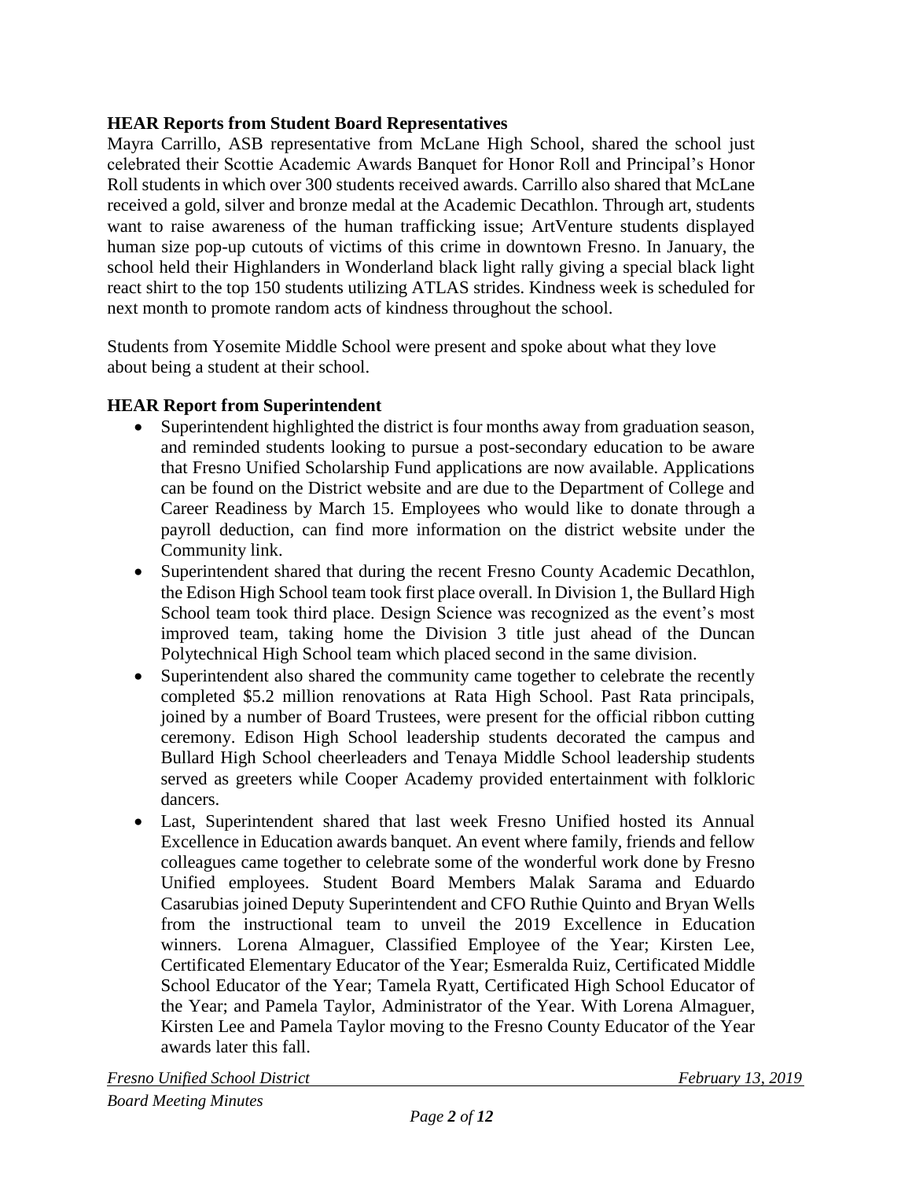**HEAR Reports from Student Board Representatives**

Mayra Carrillo, ASB representative from McLane High School, shared the school just celebrated their Scottie Academic Awards Banquet for Honor Roll and Principal's Honor Roll students in which over 300 students received awards. Carrillo also shared that McLane received a gold, silver and bronze medal at the Academic Decathlon. Through art, students want to raise awareness of the human trafficking issue; ArtVenture students displayed human size pop-up cutouts of victims of this crime in downtown Fresno. In January, the school held their Highlanders in Wonderland black light rally giving a special black light react shirt to the top 150 students utilizing ATLAS strides. Kindness week is scheduled for next month to promote random acts of kindness throughout the school.

Students from Yosemite Middle School were present and spoke about what they love about being a student at their school.

**HEAR Report from Superintendent**

- Superintendent highlighted the district is four months away from graduation season, and reminded students looking to pursue a post-secondary education to be aware that Fresno Unified Scholarship Fund applications are now available. Applications can be found on the District website and are due to the Department of College and Career Readiness by March 15. Employees who would like to donate through a payroll deduction, can find more information on the district website under the Community link.
- Superintendent shared that during the recent Fresno County Academic Decathlon, the Edison High School team took first place overall. In Division 1, the Bullard High School team took third place. Design Science was recognized as the event's most improved team, taking home the Division 3 title just ahead of the Duncan Polytechnical High School team which placed second in the same division.
- Superintendent also shared the community came together to celebrate the recently completed $5.2 million renovations at Rata High School. Past Rata principals, joined by a number of Board Trustees, were present for the official ribbon cutting ceremony. Edison High School leadership students decorated the campus and Bullard High School cheerleaders and Tenaya Middle School leadership students served as greeters while Cooper Academy provided entertainment with folkloric dancers.
- Last, Superintendent shared that last week Fresno Unified hosted its Annual Excellence in Education awards banquet. An event where family, friends and fellow colleagues came together to celebrate some of the wonderful work done by Fresno Unified employees. Student Board Members Malak Sarama and Eduardo Casarubias joined Deputy Superintendent and CFO Ruthie Quinto and Bryan Wells from the instructional team to unveil the 2019 Excellence in Education winners. Lorena Almaguer, Classified Employee of the Year; Kirsten Lee, Certificated Elementary Educator of the Year; Esmeralda Ruiz, Certificated Middle School Educator of the Year; Tamela Ryatt, Certificated High School Educator of the Year; and Pamela Taylor, Administrator of the Year. With Lorena Almaguer, Kirsten Lee and Pamela Taylor moving to the Fresno County Educator of the Year awards later this fall.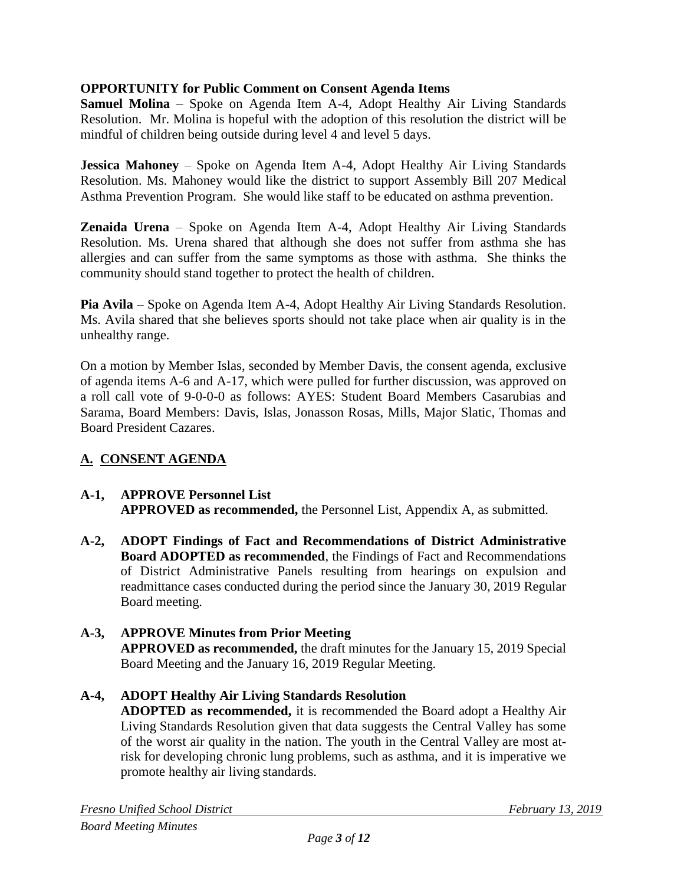**OPPORTUNITY for Public Comment on Consent Agenda Items**

**Samuel Molina** – Spoke on Agenda Item A-4, Adopt Healthy Air Living Standards Resolution. Mr. Molina is hopeful with the adoption of this resolution the district will be mindful of children being outside during level 4 and level 5 days.

**Jessica Mahoney** – Spoke on Agenda Item A-4, Adopt Healthy Air Living Standards Resolution. Ms. Mahoney would like the district to support Assembly Bill 207 Medical Asthma Prevention Program. She would like staff to be educated on asthma prevention.

**Zenaida Urena** – Spoke on Agenda Item A-4, Adopt Healthy Air Living Standards Resolution. Ms. Urena shared that although she does not suffer from asthma she has allergies and can suffer from the same symptoms as those with asthma. She thinks the community should stand together to protect the health of children.

**Pia Avila** – Spoke on Agenda Item A-4, Adopt Healthy Air Living Standards Resolution. Ms. Avila shared that she believes sports should not take place when air quality is in the unhealthy range.

On a motion by Member Islas, seconded by Member Davis, the consent agenda, exclusive of agenda items A-6 and A-17, which were pulled for further discussion, was approved on a roll call vote of 9-0-0-0 as follows: AYES: Student Board Members Casarubias and Sarama, Board Members: Davis, Islas, Jonasson Rosas, Mills, Major Slatic, Thomas and Board President Cazares.

## A. CONSENT AGENDA

**A-1, APPROVE Personnel List**
**APPROVED as recommended,** the Personnel List, Appendix A, as submitted.

**A-2, ADOPT Findings of Fact and Recommendations of District Administrative Board ADOPTED as recommended**, the Findings of Fact and Recommendations of District Administrative Panels resulting from hearings on expulsion and readmittance cases conducted during the period since the January 30, 2019 Regular Board meeting.

**A-3, APPROVE Minutes from Prior Meeting**
**APPROVED as recommended,** the draft minutes for the January 15, 2019 Special Board Meeting and the January 16, 2019 Regular Meeting.

**A-4, ADOPT Healthy Air Living Standards Resolution**
**ADOPTED as recommended,** it is recommended the Board adopt a Healthy Air Living Standards Resolution given that data suggests the Central Valley has some of the worst air quality in the nation. The youth in the Central Valley are most at-risk for developing chronic lung problems, such as asthma, and it is imperative we promote healthy air living standards.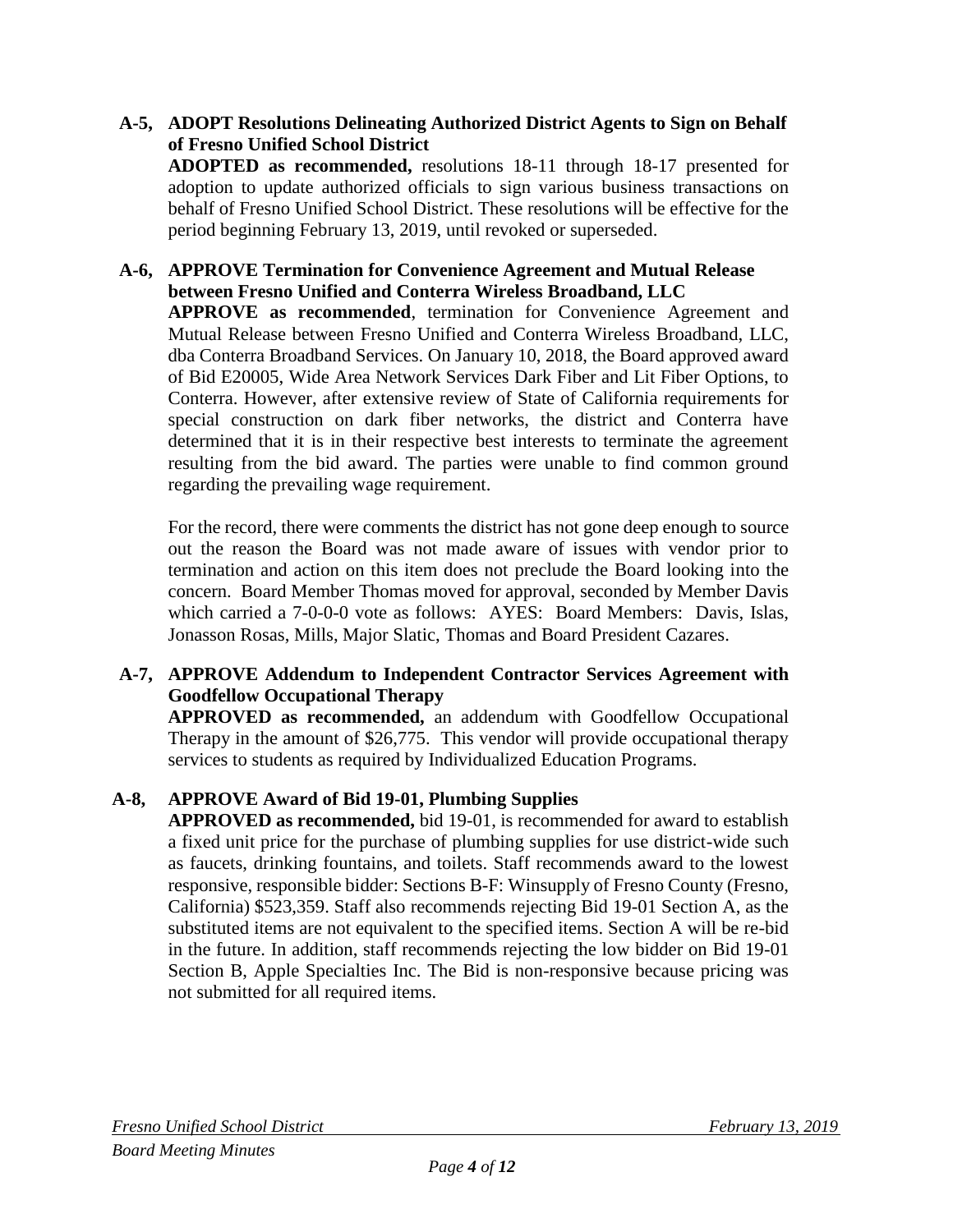**A-5, ADOPT Resolutions Delineating Authorized District Agents to Sign on Behalf of Fresno Unified School District**

**ADOPTED as recommended,** resolutions 18-11 through 18-17 presented for adoption to update authorized officials to sign various business transactions on behalf of Fresno Unified School District. These resolutions will be effective for the period beginning February 13, 2019, until revoked or superseded.

**A-6, APPROVE Termination for Convenience Agreement and Mutual Release between Fresno Unified and Conterra Wireless Broadband, LLC**

**APPROVE as recommended**, termination for Convenience Agreement and Mutual Release between Fresno Unified and Conterra Wireless Broadband, LLC, dba Conterra Broadband Services. On January 10, 2018, the Board approved award of Bid E20005, Wide Area Network Services Dark Fiber and Lit Fiber Options, to Conterra. However, after extensive review of State of California requirements for special construction on dark fiber networks, the district and Conterra have determined that it is in their respective best interests to terminate the agreement resulting from the bid award. The parties were unable to find common ground regarding the prevailing wage requirement.

For the record, there were comments the district has not gone deep enough to source out the reason the Board was not made aware of issues with vendor prior to termination and action on this item does not preclude the Board looking into the concern. Board Member Thomas moved for approval, seconded by Member Davis which carried a 7-0-0-0 vote as follows: AYES: Board Members: Davis, Islas, Jonasson Rosas, Mills, Major Slatic, Thomas and Board President Cazares.

**A-7, APPROVE Addendum to Independent Contractor Services Agreement with Goodfellow Occupational Therapy**

**APPROVED as recommended,** an addendum with Goodfellow Occupational Therapy in the amount of $26,775. This vendor will provide occupational therapy services to students as required by Individualized Education Programs.

**A-8, APPROVE Award of Bid 19-01, Plumbing Supplies**

**APPROVED as recommended,** bid 19-01, is recommended for award to establish a fixed unit price for the purchase of plumbing supplies for use district-wide such as faucets, drinking fountains, and toilets. Staff recommends award to the lowest responsive, responsible bidder: Sections B-F: Winsupply of Fresno County (Fresno, California) $523,359. Staff also recommends rejecting Bid 19-01 Section A, as the substituted items are not equivalent to the specified items. Section A will be re-bid in the future. In addition, staff recommends rejecting the low bidder on Bid 19-01 Section B, Apple Specialties Inc. The Bid is non-responsive because pricing was not submitted for all required items.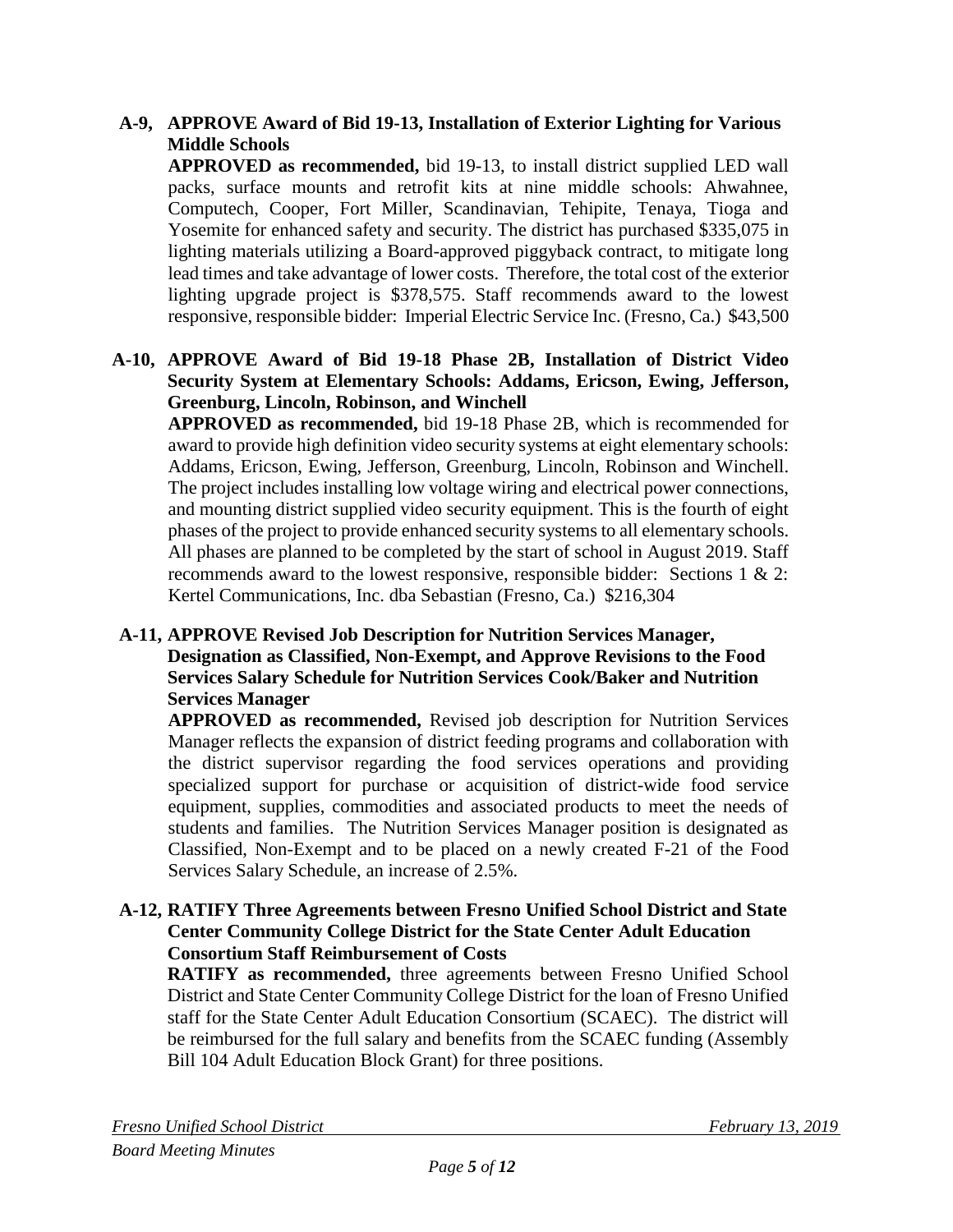**A-9, APPROVE Award of Bid 19-13, Installation of Exterior Lighting for Various Middle Schools**

**APPROVED as recommended,** bid 19-13, to install district supplied LED wall packs, surface mounts and retrofit kits at nine middle schools: Ahwahnee, Computech, Cooper, Fort Miller, Scandinavian, Tehipite, Tenaya, Tioga and Yosemite for enhanced safety and security. The district has purchased $335,075 in lighting materials utilizing a Board-approved piggyback contract, to mitigate long lead times and take advantage of lower costs. Therefore, the total cost of the exterior lighting upgrade project is $378,575. Staff recommends award to the lowest responsive, responsible bidder: Imperial Electric Service Inc. (Fresno, Ca.) $43,500

**A-10, APPROVE Award of Bid 19-18 Phase 2B, Installation of District Video Security System at Elementary Schools: Addams, Ericson, Ewing, Jefferson, Greenburg, Lincoln, Robinson, and Winchell**

**APPROVED as recommended,** bid 19-18 Phase 2B, which is recommended for award to provide high definition video security systems at eight elementary schools: Addams, Ericson, Ewing, Jefferson, Greenburg, Lincoln, Robinson and Winchell. The project includes installing low voltage wiring and electrical power connections, and mounting district supplied video security equipment. This is the fourth of eight phases of the project to provide enhanced security systems to all elementary schools. All phases are planned to be completed by the start of school in August 2019. Staff recommends award to the lowest responsive, responsible bidder: Sections 1 & 2: Kertel Communications, Inc. dba Sebastian (Fresno, Ca.) $216,304

**A-11, APPROVE Revised Job Description for Nutrition Services Manager, Designation as Classified, Non-Exempt, and Approve Revisions to the Food Services Salary Schedule for Nutrition Services Cook/Baker and Nutrition Services Manager**

**APPROVED as recommended,** Revised job description for Nutrition Services Manager reflects the expansion of district feeding programs and collaboration with the district supervisor regarding the food services operations and providing specialized support for purchase or acquisition of district-wide food service equipment, supplies, commodities and associated products to meet the needs of students and families. The Nutrition Services Manager position is designated as Classified, Non-Exempt and to be placed on a newly created F-21 of the Food Services Salary Schedule, an increase of 2.5%.

**A-12, RATIFY Three Agreements between Fresno Unified School District and State Center Community College District for the State Center Adult Education Consortium Staff Reimbursement of Costs**

**RATIFY as recommended,** three agreements between Fresno Unified School District and State Center Community College District for the loan of Fresno Unified staff for the State Center Adult Education Consortium (SCAEC). The district will be reimbursed for the full salary and benefits from the SCAEC funding (Assembly Bill 104 Adult Education Block Grant) for three positions.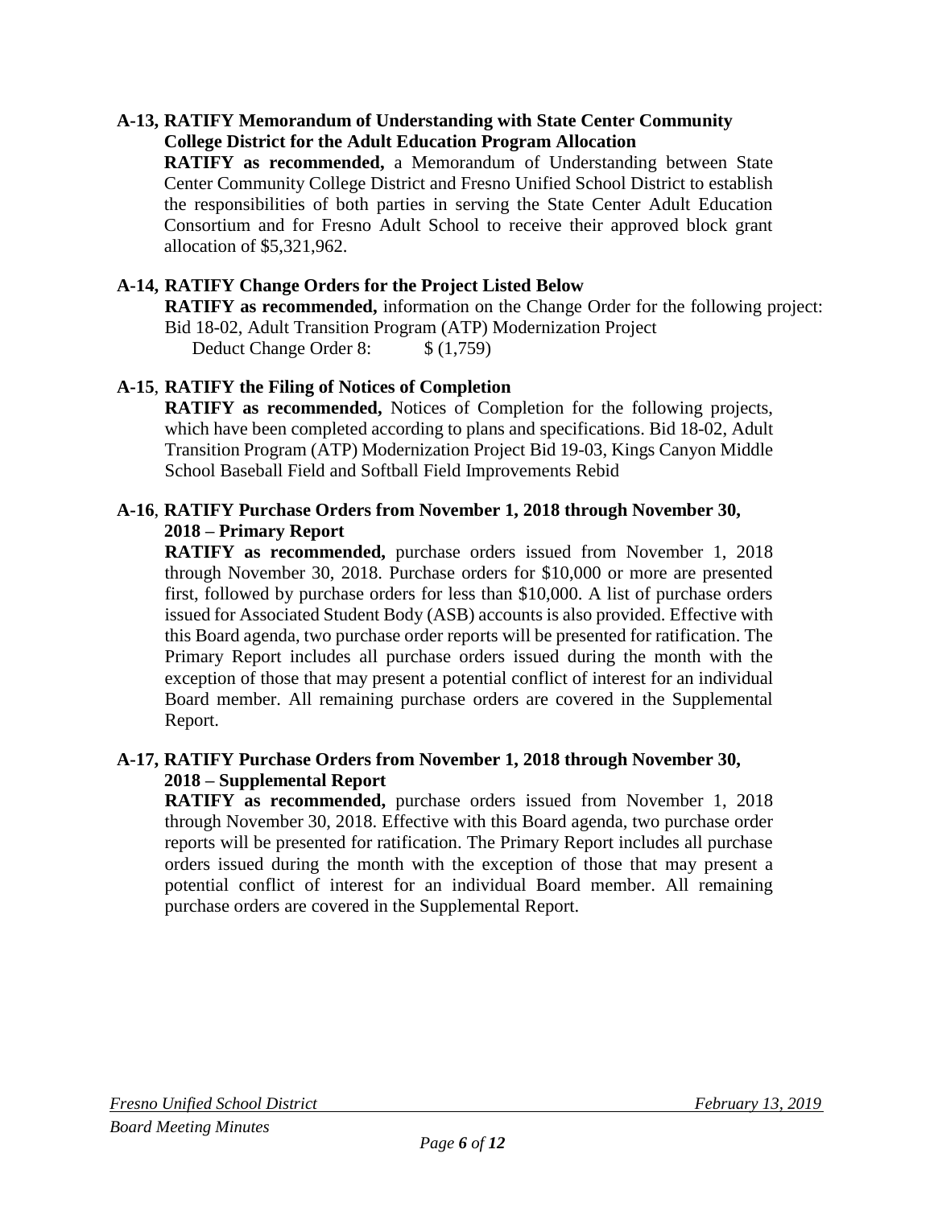**A-13, RATIFY Memorandum of Understanding with State Center Community College District for the Adult Education Program Allocation**

**RATIFY as recommended,** a Memorandum of Understanding between State Center Community College District and Fresno Unified School District to establish the responsibilities of both parties in serving the State Center Adult Education Consortium and for Fresno Adult School to receive their approved block grant allocation of $5,321,962.

**A-14, RATIFY Change Orders for the Project Listed Below**

**RATIFY as recommended,** information on the Change Order for the following project:
Bid 18-02, Adult Transition Program (ATP) Modernization Project
Deduct Change Order 8: $ (1,759)

**A-15**, **RATIFY the Filing of Notices of Completion**

**RATIFY as recommended,** Notices of Completion for the following projects, which have been completed according to plans and specifications. Bid 18-02, Adult Transition Program (ATP) Modernization Project Bid 19-03, Kings Canyon Middle School Baseball Field and Softball Field Improvements Rebid

**A-16**, **RATIFY Purchase Orders from November 1, 2018 through November 30, 2018 – Primary Report**

**RATIFY as recommended,** purchase orders issued from November 1, 2018 through November 30, 2018. Purchase orders for $10,000 or more are presented first, followed by purchase orders for less than $10,000. A list of purchase orders issued for Associated Student Body (ASB) accounts is also provided. Effective with this Board agenda, two purchase order reports will be presented for ratification. The Primary Report includes all purchase orders issued during the month with the exception of those that may present a potential conflict of interest for an individual Board member. All remaining purchase orders are covered in the Supplemental Report.

**A-17, RATIFY Purchase Orders from November 1, 2018 through November 30, 2018 – Supplemental Report**

**RATIFY as recommended,** purchase orders issued from November 1, 2018 through November 30, 2018. Effective with this Board agenda, two purchase order reports will be presented for ratification. The Primary Report includes all purchase orders issued during the month with the exception of those that may present a potential conflict of interest for an individual Board member. All remaining purchase orders are covered in the Supplemental Report.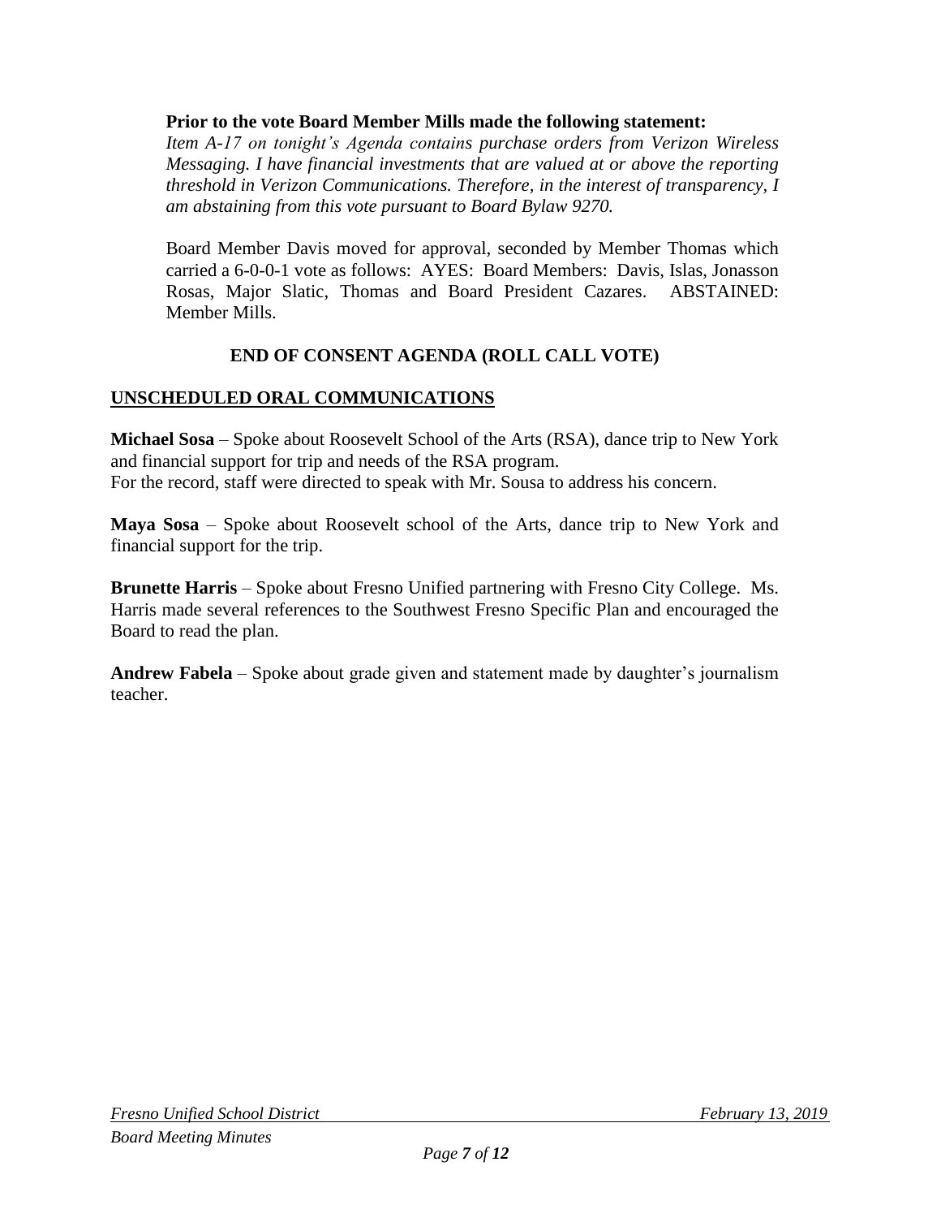**Prior to the vote Board Member Mills made the following statement:**

*Item A-17 on tonight's Agenda contains purchase orders from Verizon Wireless Messaging. I have financial investments that are valued at or above the reporting threshold in Verizon Communications. Therefore, in the interest of transparency, I am abstaining from this vote pursuant to Board Bylaw 9270.*

Board Member Davis moved for approval, seconded by Member Thomas which carried a 6-0-0-1 vote as follows: AYES: Board Members: Davis, Islas, Jonasson Rosas, Major Slatic, Thomas and Board President Cazares. ABSTAINED: Member Mills.

**END OF CONSENT AGENDA (ROLL CALL VOTE)**

## UNSCHEDULED ORAL COMMUNICATIONS

**Michael Sosa** – Spoke about Roosevelt School of the Arts (RSA), dance trip to New York and financial support for trip and needs of the RSA program.
For the record, staff were directed to speak with Mr. Sousa to address his concern.

**Maya Sosa** – Spoke about Roosevelt school of the Arts, dance trip to New York and financial support for the trip.

**Brunette Harris** – Spoke about Fresno Unified partnering with Fresno City College. Ms. Harris made several references to the Southwest Fresno Specific Plan and encouraged the Board to read the plan.

**Andrew Fabela** – Spoke about grade given and statement made by daughter's journalism teacher.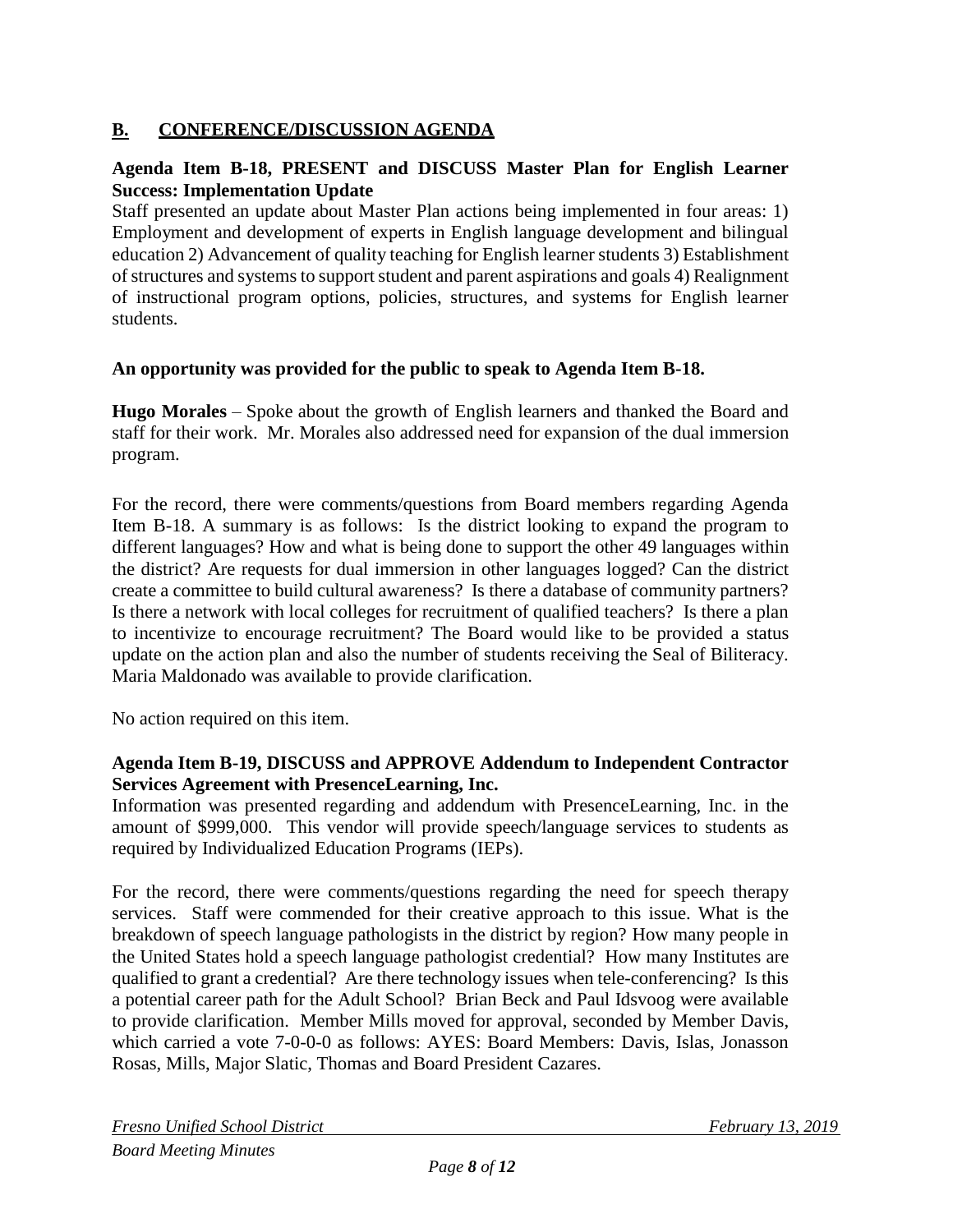## B. CONFERENCE/DISCUSSION AGENDA

**Agenda Item B-18, PRESENT and DISCUSS Master Plan for English Learner Success: Implementation Update**

Staff presented an update about Master Plan actions being implemented in four areas: 1) Employment and development of experts in English language development and bilingual education 2) Advancement of quality teaching for English learner students 3) Establishment of structures and systems to support student and parent aspirations and goals 4) Realignment of instructional program options, policies, structures, and systems for English learner students.

**An opportunity was provided for the public to speak to Agenda Item B-18.**

**Hugo Morales** – Spoke about the growth of English learners and thanked the Board and staff for their work. Mr. Morales also addressed need for expansion of the dual immersion program.

For the record, there were comments/questions from Board members regarding Agenda Item B-18. A summary is as follows: Is the district looking to expand the program to different languages? How and what is being done to support the other 49 languages within the district? Are requests for dual immersion in other languages logged? Can the district create a committee to build cultural awareness? Is there a database of community partners? Is there a network with local colleges for recruitment of qualified teachers? Is there a plan to incentivize to encourage recruitment? The Board would like to be provided a status update on the action plan and also the number of students receiving the Seal of Biliteracy. Maria Maldonado was available to provide clarification.

No action required on this item.

**Agenda Item B-19, DISCUSS and APPROVE Addendum to Independent Contractor Services Agreement with PresenceLearning, Inc.**

Information was presented regarding and addendum with PresenceLearning, Inc. in the amount of $999,000. This vendor will provide speech/language services to students as required by Individualized Education Programs (IEPs).

For the record, there were comments/questions regarding the need for speech therapy services. Staff were commended for their creative approach to this issue. What is the breakdown of speech language pathologists in the district by region? How many people in the United States hold a speech language pathologist credential? How many Institutes are qualified to grant a credential? Are there technology issues when tele-conferencing? Is this a potential career path for the Adult School? Brian Beck and Paul Idsvoog were available to provide clarification. Member Mills moved for approval, seconded by Member Davis, which carried a vote 7-0-0-0 as follows: AYES: Board Members: Davis, Islas, Jonasson Rosas, Mills, Major Slatic, Thomas and Board President Cazares.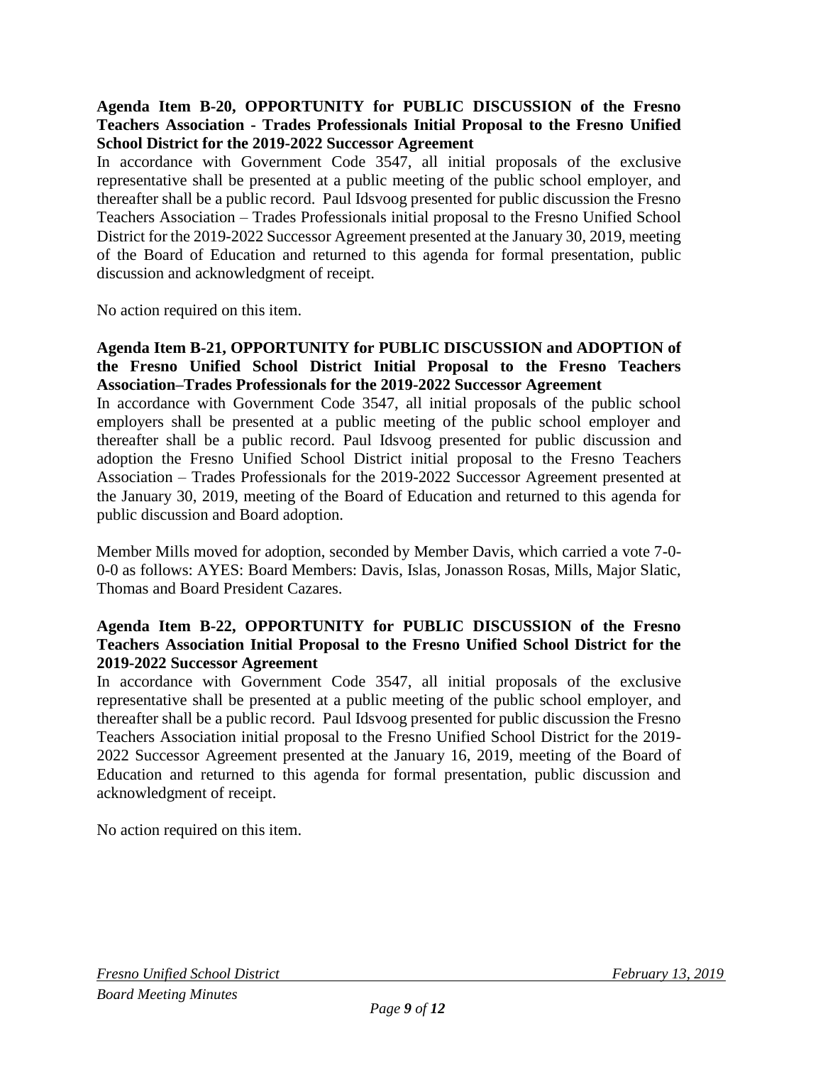**Agenda Item B-20, OPPORTUNITY for PUBLIC DISCUSSION of the Fresno Teachers Association - Trades Professionals Initial Proposal to the Fresno Unified School District for the 2019-2022 Successor Agreement**

In accordance with Government Code 3547, all initial proposals of the exclusive representative shall be presented at a public meeting of the public school employer, and thereafter shall be a public record. Paul Idsvoog presented for public discussion the Fresno Teachers Association – Trades Professionals initial proposal to the Fresno Unified School District for the 2019-2022 Successor Agreement presented at the January 30, 2019, meeting of the Board of Education and returned to this agenda for formal presentation, public discussion and acknowledgment of receipt.

No action required on this item.

**Agenda Item B-21, OPPORTUNITY for PUBLIC DISCUSSION and ADOPTION of the Fresno Unified School District Initial Proposal to the Fresno Teachers Association–Trades Professionals for the 2019-2022 Successor Agreement**

In accordance with Government Code 3547, all initial proposals of the public school employers shall be presented at a public meeting of the public school employer and thereafter shall be a public record. Paul Idsvoog presented for public discussion and adoption the Fresno Unified School District initial proposal to the Fresno Teachers Association – Trades Professionals for the 2019-2022 Successor Agreement presented at the January 30, 2019, meeting of the Board of Education and returned to this agenda for public discussion and Board adoption.

Member Mills moved for adoption, seconded by Member Davis, which carried a vote 7-0-0-0 as follows: AYES: Board Members: Davis, Islas, Jonasson Rosas, Mills, Major Slatic, Thomas and Board President Cazares.

**Agenda Item B-22, OPPORTUNITY for PUBLIC DISCUSSION of the Fresno Teachers Association Initial Proposal to the Fresno Unified School District for the 2019-2022 Successor Agreement**

In accordance with Government Code 3547, all initial proposals of the exclusive representative shall be presented at a public meeting of the public school employer, and thereafter shall be a public record. Paul Idsvoog presented for public discussion the Fresno Teachers Association initial proposal to the Fresno Unified School District for the 2019-2022 Successor Agreement presented at the January 16, 2019, meeting of the Board of Education and returned to this agenda for formal presentation, public discussion and acknowledgment of receipt.

No action required on this item.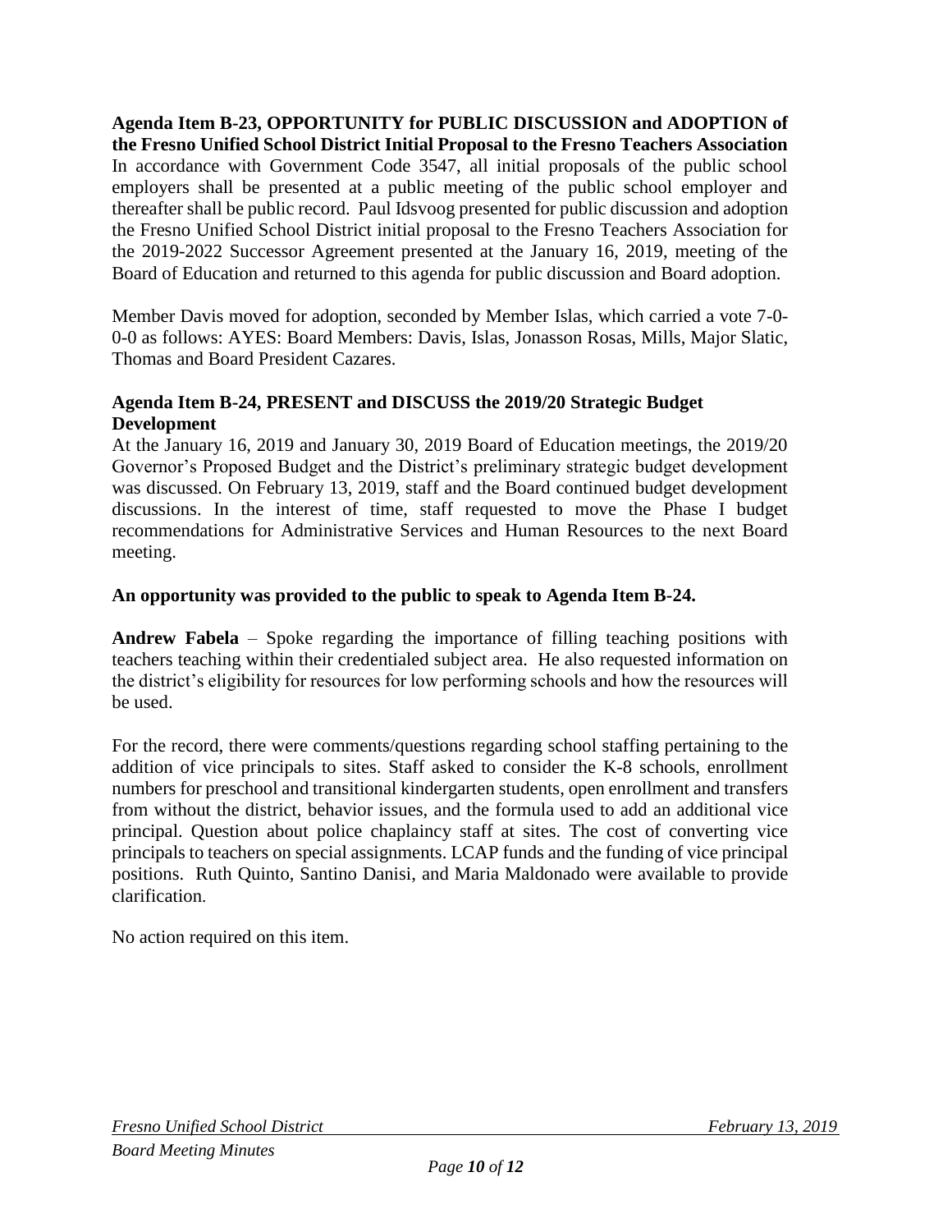**Agenda Item B-23, OPPORTUNITY for PUBLIC DISCUSSION and ADOPTION of the Fresno Unified School District Initial Proposal to the Fresno Teachers Association**
In accordance with Government Code 3547, all initial proposals of the public school employers shall be presented at a public meeting of the public school employer and thereafter shall be public record. Paul Idsvoog presented for public discussion and adoption the Fresno Unified School District initial proposal to the Fresno Teachers Association for the 2019-2022 Successor Agreement presented at the January 16, 2019, meeting of the Board of Education and returned to this agenda for public discussion and Board adoption.

Member Davis moved for adoption, seconded by Member Islas, which carried a vote 7-0-0-0 as follows: AYES: Board Members: Davis, Islas, Jonasson Rosas, Mills, Major Slatic, Thomas and Board President Cazares.

**Agenda Item B-24, PRESENT and DISCUSS the 2019/20 Strategic Budget Development**
At the January 16, 2019 and January 30, 2019 Board of Education meetings, the 2019/20 Governor's Proposed Budget and the District's preliminary strategic budget development was discussed. On February 13, 2019, staff and the Board continued budget development discussions. In the interest of time, staff requested to move the Phase I budget recommendations for Administrative Services and Human Resources to the next Board meeting.

**An opportunity was provided to the public to speak to Agenda Item B-24.**

**Andrew Fabela** – Spoke regarding the importance of filling teaching positions with teachers teaching within their credentialed subject area. He also requested information on the district's eligibility for resources for low performing schools and how the resources will be used.

For the record, there were comments/questions regarding school staffing pertaining to the addition of vice principals to sites. Staff asked to consider the K-8 schools, enrollment numbers for preschool and transitional kindergarten students, open enrollment and transfers from without the district, behavior issues, and the formula used to add an additional vice principal. Question about police chaplaincy staff at sites. The cost of converting vice principals to teachers on special assignments. LCAP funds and the funding of vice principal positions. Ruth Quinto, Santino Danisi, and Maria Maldonado were available to provide clarification.

No action required on this item.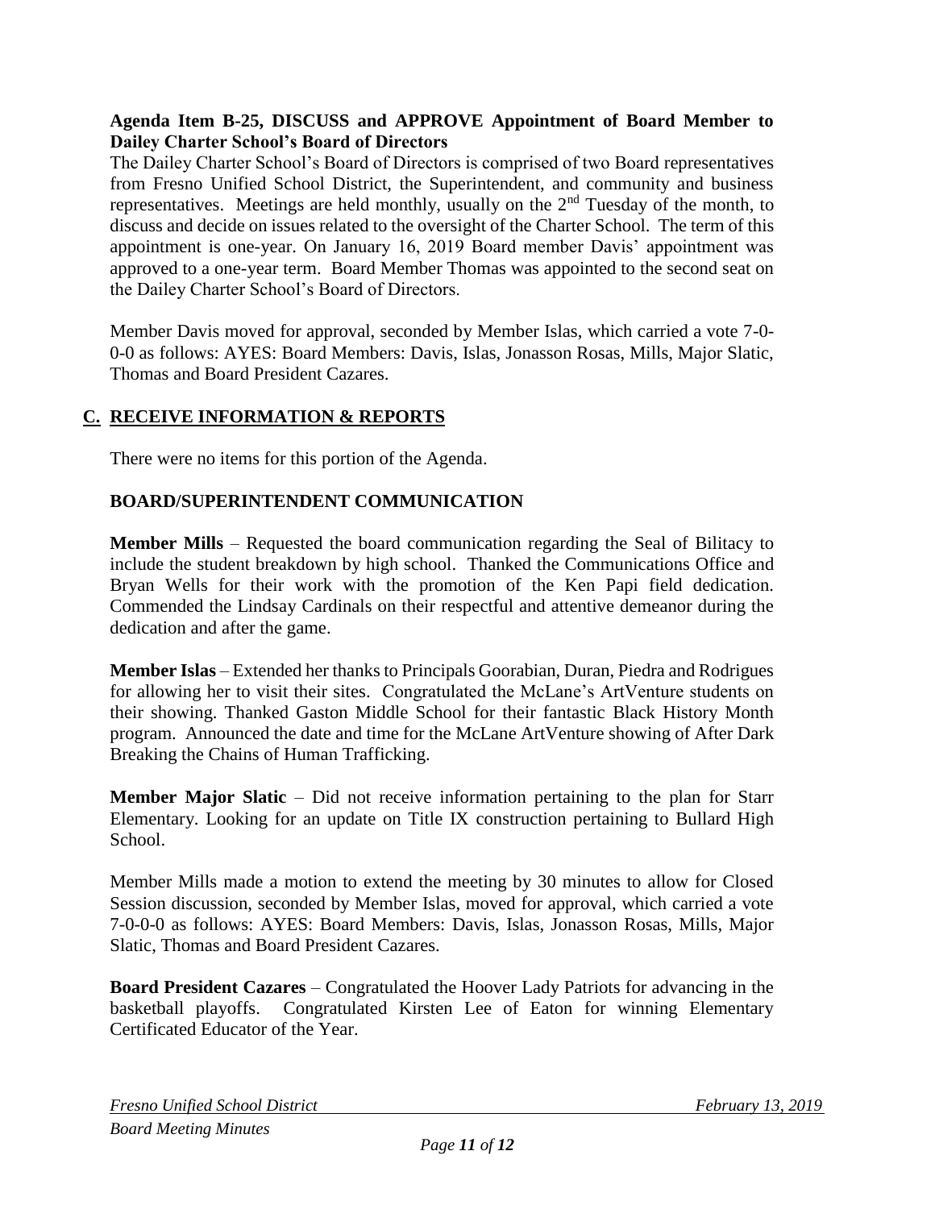**Agenda Item B-25, DISCUSS and APPROVE Appointment of Board Member to Dailey Charter School's Board of Directors**

The Dailey Charter School's Board of Directors is comprised of two Board representatives from Fresno Unified School District, the Superintendent, and community and business representatives. Meetings are held monthly, usually on the 2nd Tuesday of the month, to discuss and decide on issues related to the oversight of the Charter School. The term of this appointment is one-year. On January 16, 2019 Board member Davis' appointment was approved to a one-year term. Board Member Thomas was appointed to the second seat on the Dailey Charter School's Board of Directors.

Member Davis moved for approval, seconded by Member Islas, which carried a vote 7-0-0-0 as follows: AYES: Board Members: Davis, Islas, Jonasson Rosas, Mills, Major Slatic, Thomas and Board President Cazares.

## C. RECEIVE INFORMATION & REPORTS

There were no items for this portion of the Agenda.

### BOARD/SUPERINTENDENT COMMUNICATION

**Member Mills** – Requested the board communication regarding the Seal of Bilitacy to include the student breakdown by high school. Thanked the Communications Office and Bryan Wells for their work with the promotion of the Ken Papi field dedication. Commended the Lindsay Cardinals on their respectful and attentive demeanor during the dedication and after the game.

**Member Islas** – Extended her thanks to Principals Goorabian, Duran, Piedra and Rodrigues for allowing her to visit their sites. Congratulated the McLane's ArtVenture students on their showing. Thanked Gaston Middle School for their fantastic Black History Month program. Announced the date and time for the McLane ArtVenture showing of After Dark Breaking the Chains of Human Trafficking.

**Member Major Slatic** – Did not receive information pertaining to the plan for Starr Elementary. Looking for an update on Title IX construction pertaining to Bullard High School.

Member Mills made a motion to extend the meeting by 30 minutes to allow for Closed Session discussion, seconded by Member Islas, moved for approval, which carried a vote 7-0-0-0 as follows: AYES: Board Members: Davis, Islas, Jonasson Rosas, Mills, Major Slatic, Thomas and Board President Cazares.

**Board President Cazares** – Congratulated the Hoover Lady Patriots for advancing in the basketball playoffs. Congratulated Kirsten Lee of Eaton for winning Elementary Certificated Educator of the Year.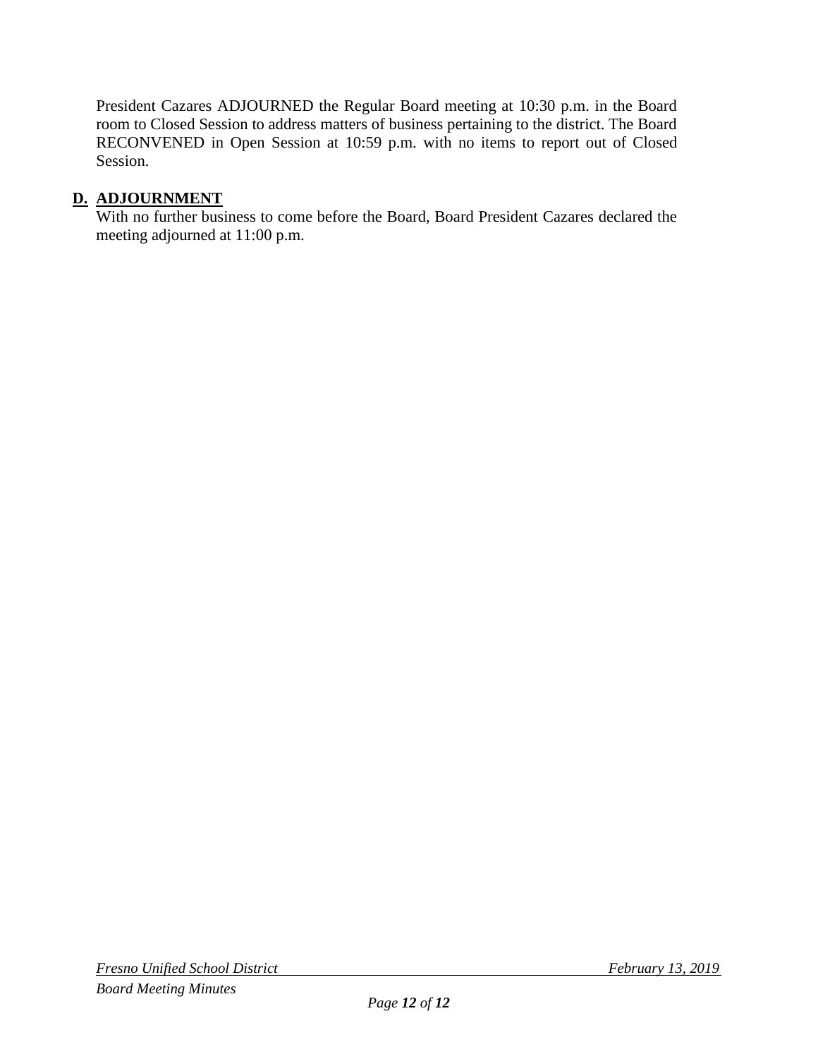President Cazares ADJOURNED the Regular Board meeting at 10:30 p.m. in the Board room to Closed Session to address matters of business pertaining to the district. The Board RECONVENED in Open Session at 10:59 p.m. with no items to report out of Closed Session.

## D. ADJOURNMENT

With no further business to come before the Board, Board President Cazares declared the meeting adjourned at 11:00 p.m.